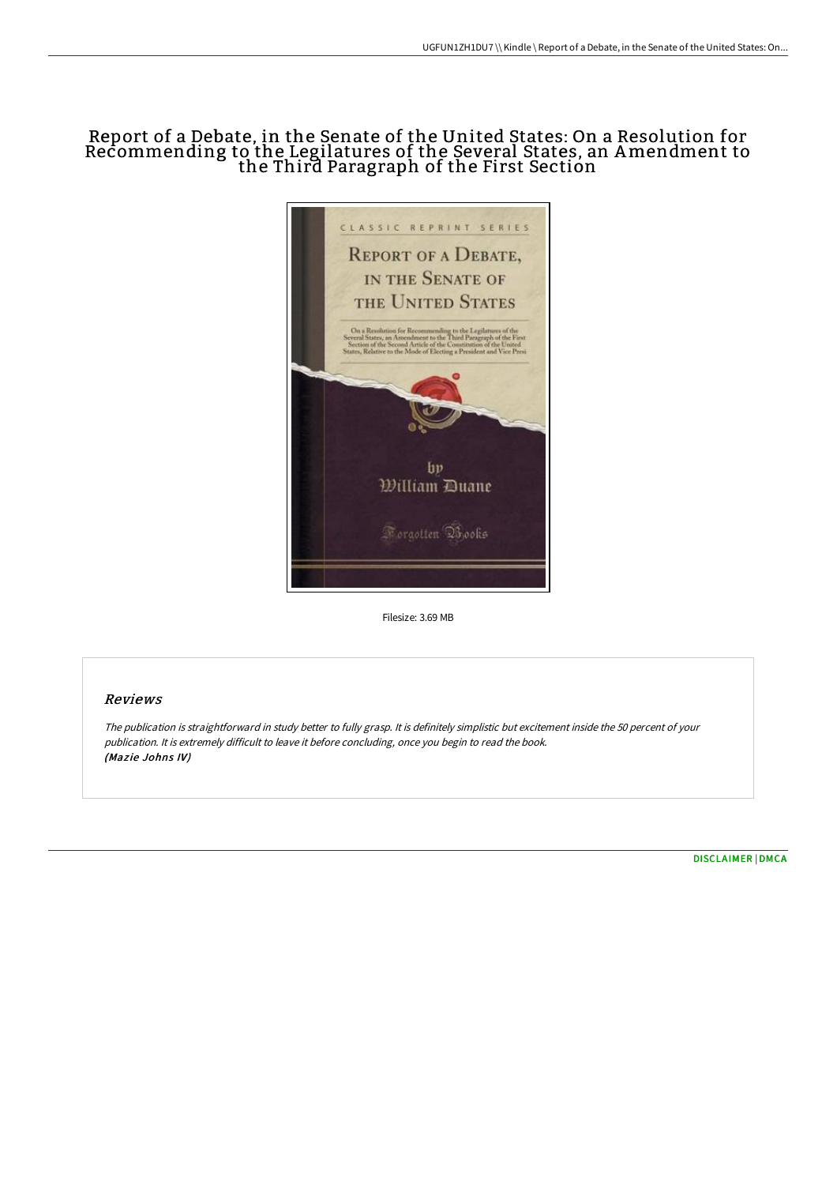# Report of a Debate, in the Senate of the United States: On a Resolution for Recommending to the Legilatures of the Several States, an Amendment to the Third Paragraph of the First Section

Filesize: 3.69 MB

## Reviews

*The publication is straightforward in study better to fully grasp. It is definitely simplistic but excitement inside the 50 percent of your publication. It is extremely difficult to leave it before concluding, once you begin to read the book.*
***(Mazie Johns IV)***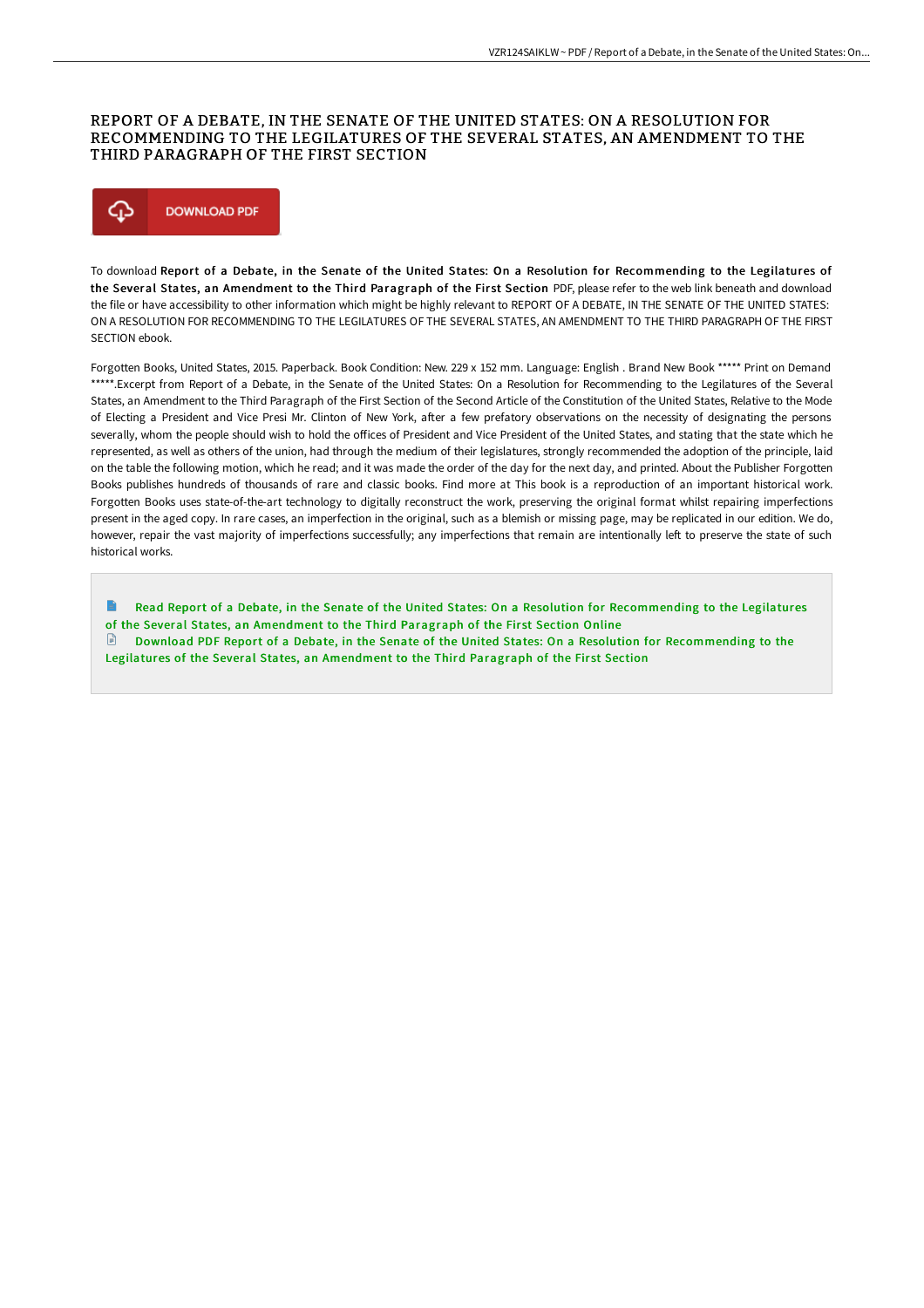# REPORT OF A DEBATE, IN THE SENATE OF THE UNITED STATES: ON A RESOLUTION FOR RECOMMENDING TO THE LEGILATURES OF THE SEVERAL STATES, AN AMENDMENT TO THE THIRD PARAGRAPH OF THE FIRST SECTION

DOWNLOAD PDF

To download **Report of a Debate, in the Senate of the United States: On a Resolution for Recommending to the Legilatures of the Several States, an Amendment to the Third Paragraph of the First Section** PDF, please refer to the web link beneath and download the file or have accessibility to other information which might be highly relevant to REPORT OF A DEBATE, IN THE SENATE OF THE UNITED STATES: ON A RESOLUTION FOR RECOMMENDING TO THE LEGILATURES OF THE SEVERAL STATES, AN AMENDMENT TO THE THIRD PARAGRAPH OF THE FIRST SECTION ebook.

Forgotten Books, United States, 2015. Paperback. Book Condition: New. 229 x 152 mm. Language: English . Brand New Book ***** Print on Demand *****.Excerpt from Report of a Debate, in the Senate of the United States: On a Resolution for Recommending to the Legilatures of the Several States, an Amendment to the Third Paragraph of the First Section of the Second Article of the Constitution of the United States, Relative to the Mode of Electing a President and Vice Presi Mr. Clinton of New York, after a few prefatory observations on the necessity of designating the persons severally, whom the people should wish to hold the offices of President and Vice President of the United States, and stating that the state which he represented, as well as others of the union, had through the medium of their legislatures, strongly recommended the adoption of the principle, laid on the table the following motion, which he read; and it was made the order of the day for the next day, and printed. About the Publisher Forgotten Books publishes hundreds of thousands of rare and classic books. Find more at This book is a reproduction of an important historical work. Forgotten Books uses state-of-the-art technology to digitally reconstruct the work, preserving the original format whilst repairing imperfections present in the aged copy. In rare cases, an imperfection in the original, such as a blemish or missing page, may be replicated in our edition. We do, however, repair the vast majority of imperfections successfully; any imperfections that remain are intentionally left to preserve the state of such historical works.

Read Report of a Debate, in the Senate of the United States: On a Resolution for Recommending to the Legilatures of the Several States, an Amendment to the Third Paragraph of the First Section Online

Download PDF Report of a Debate, in the Senate of the United States: On a Resolution for Recommending to the Legilatures of the Several States, an Amendment to the Third Paragraph of the First Section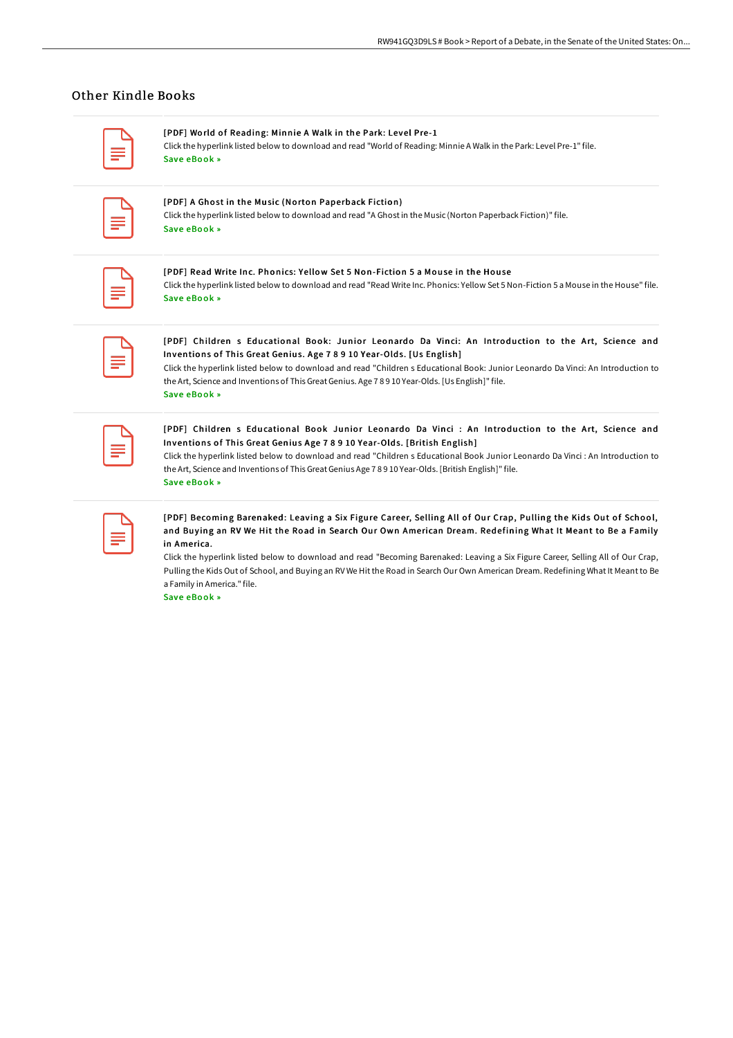## Other Kindle Books

[PDF] World of Reading: Minnie A Walk in the Park: Level Pre-1

Click the hyperlink listed below to download and read "World of Reading: Minnie A Walk in the Park: Level Pre-1" file.

Save eBook »

[PDF] A Ghost in the Music (Norton Paperback Fiction)

Click the hyperlink listed below to download and read "A Ghost in the Music (Norton Paperback Fiction)" file.

Save eBook »

[PDF] Read Write Inc. Phonics: Yellow Set 5 Non-Fiction 5 a Mouse in the House

Click the hyperlink listed below to download and read "Read Write Inc. Phonics: Yellow Set 5 Non-Fiction 5 a Mouse in the House" file.

Save eBook »

[PDF] Children s Educational Book: Junior Leonardo Da Vinci: An Introduction to the Art, Science and Inventions of This Great Genius. Age 7 8 9 10 Year-Olds. [Us English]

Click the hyperlink listed below to download and read "Children s Educational Book: Junior Leonardo Da Vinci: An Introduction to the Art, Science and Inventions of This Great Genius. Age 7 8 9 10 Year-Olds. [Us English]" file.

Save eBook »

[PDF] Children s Educational Book Junior Leonardo Da Vinci : An Introduction to the Art, Science and Inventions of This Great Genius Age 7 8 9 10 Year-Olds. [British English]

Click the hyperlink listed below to download and read "Children s Educational Book Junior Leonardo Da Vinci : An Introduction to the Art, Science and Inventions of This Great Genius Age 7 8 9 10 Year-Olds. [British English]" file.

Save eBook »

[PDF] Becoming Barenaked: Leaving a Six Figure Career, Selling All of Our Crap, Pulling the Kids Out of School, and Buying an RV We Hit the Road in Search Our Own American Dream. Redefining What It Meant to Be a Family in America.

Click the hyperlink listed below to download and read "Becoming Barenaked: Leaving a Six Figure Career, Selling All of Our Crap, Pulling the Kids Out of School, and Buying an RV We Hit the Road in Search Our Own American Dream. Redefining What It Meant to Be a Family in America." file.

Save eBook »